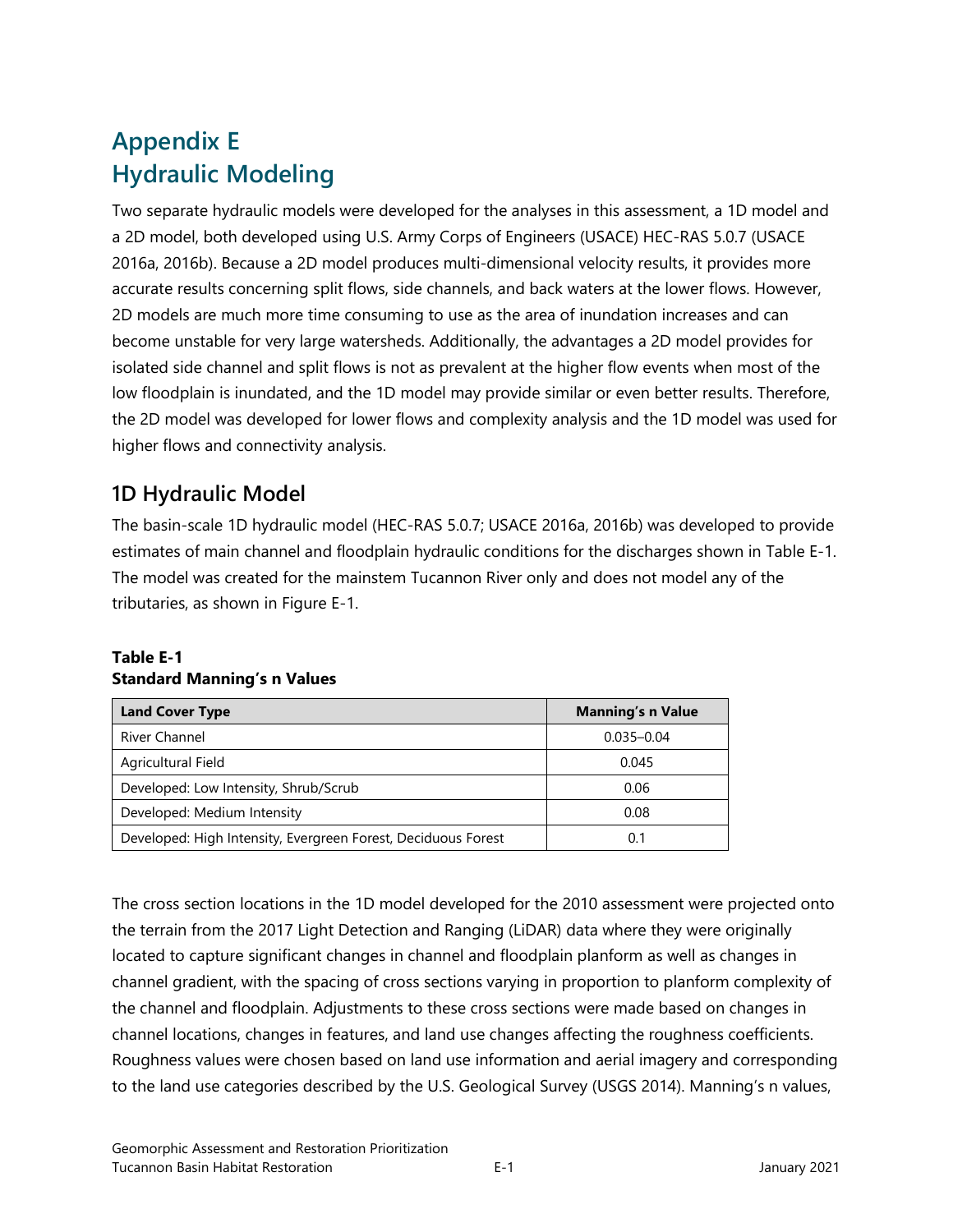# Appendix E
# Hydraulic Modeling

Two separate hydraulic models were developed for the analyses in this assessment, a 1D model and a 2D model, both developed using U.S. Army Corps of Engineers (USACE) HEC-RAS 5.0.7 (USACE 2016a, 2016b). Because a 2D model produces multi-dimensional velocity results, it provides more accurate results concerning split flows, side channels, and back waters at the lower flows. However, 2D models are much more time consuming to use as the area of inundation increases and can become unstable for very large watersheds. Additionally, the advantages a 2D model provides for isolated side channel and split flows is not as prevalent at the higher flow events when most of the low floodplain is inundated, and the 1D model may provide similar or even better results. Therefore, the 2D model was developed for lower flows and complexity analysis and the 1D model was used for higher flows and connectivity analysis.

## 1D Hydraulic Model

The basin-scale 1D hydraulic model (HEC-RAS 5.0.7; USACE 2016a, 2016b) was developed to provide estimates of main channel and floodplain hydraulic conditions for the discharges shown in Table E-1. The model was created for the mainstem Tucannon River only and does not model any of the tributaries, as shown in Figure E-1.

**Table E-1**
**Standard Manning's n Values**

| Land Cover Type | Manning's n Value |
| --- | --- |
| River Channel | 0.035–0.04 |
| Agricultural Field | 0.045 |
| Developed: Low Intensity, Shrub/Scrub | 0.06 |
| Developed: Medium Intensity | 0.08 |
| Developed: High Intensity, Evergreen Forest, Deciduous Forest | 0.1 |

The cross section locations in the 1D model developed for the 2010 assessment were projected onto the terrain from the 2017 Light Detection and Ranging (LiDAR) data where they were originally located to capture significant changes in channel and floodplain planform as well as changes in channel gradient, with the spacing of cross sections varying in proportion to planform complexity of the channel and floodplain. Adjustments to these cross sections were made based on changes in channel locations, changes in features, and land use changes affecting the roughness coefficients. Roughness values were chosen based on land use information and aerial imagery and corresponding to the land use categories described by the U.S. Geological Survey (USGS 2014). Manning's n values,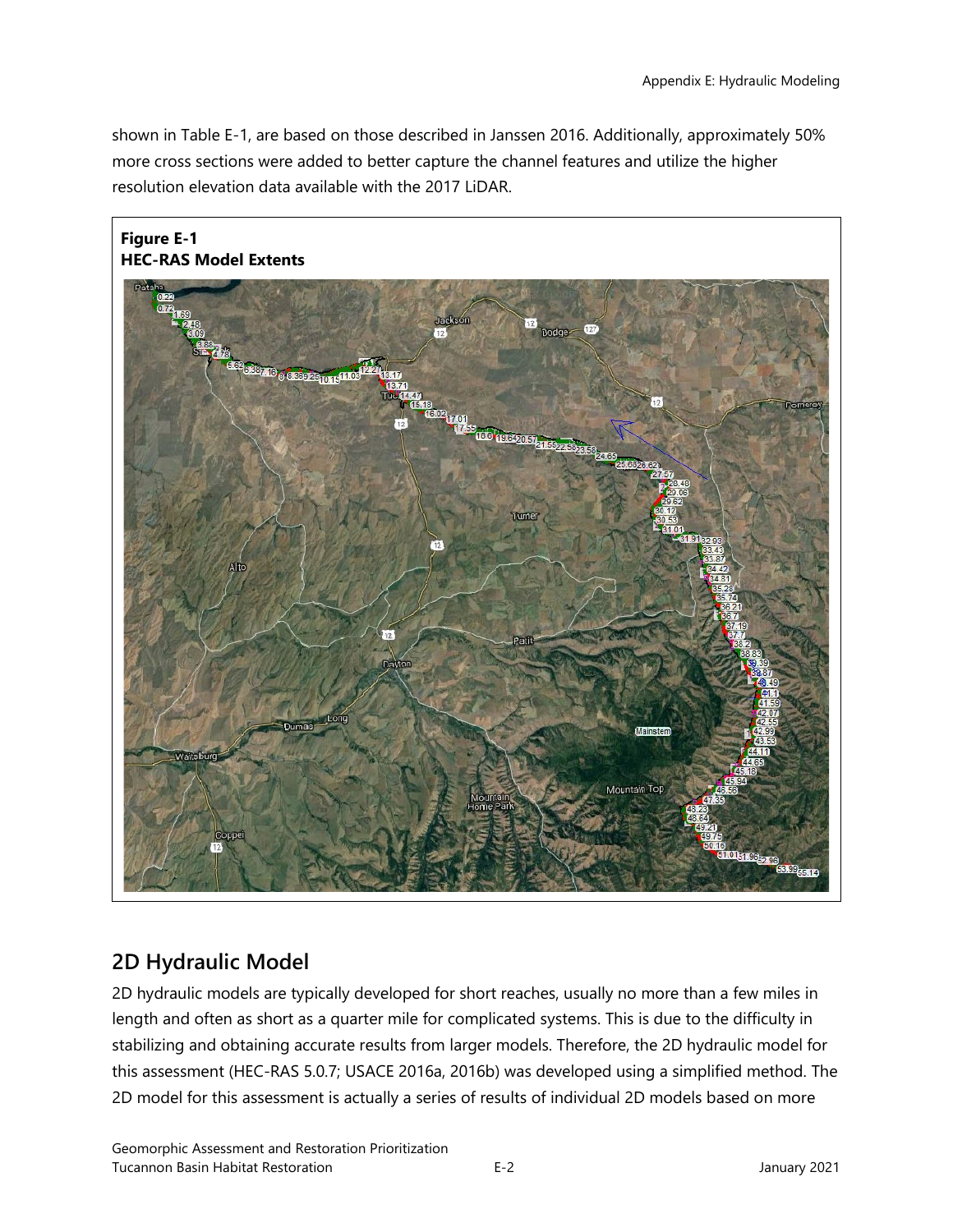shown in Table E-1, are based on those described in Janssen 2016. Additionally, approximately 50% more cross sections were added to better capture the channel features and utilize the higher resolution elevation data available with the 2017 LiDAR.

**Figure E-1**
**HEC-RAS Model Extents**

## 2D Hydraulic Model

2D hydraulic models are typically developed for short reaches, usually no more than a few miles in length and often as short as a quarter mile for complicated systems. This is due to the difficulty in stabilizing and obtaining accurate results from larger models. Therefore, the 2D hydraulic model for this assessment (HEC-RAS 5.0.7; USACE 2016a, 2016b) was developed using a simplified method. The 2D model for this assessment is actually a series of results of individual 2D models based on more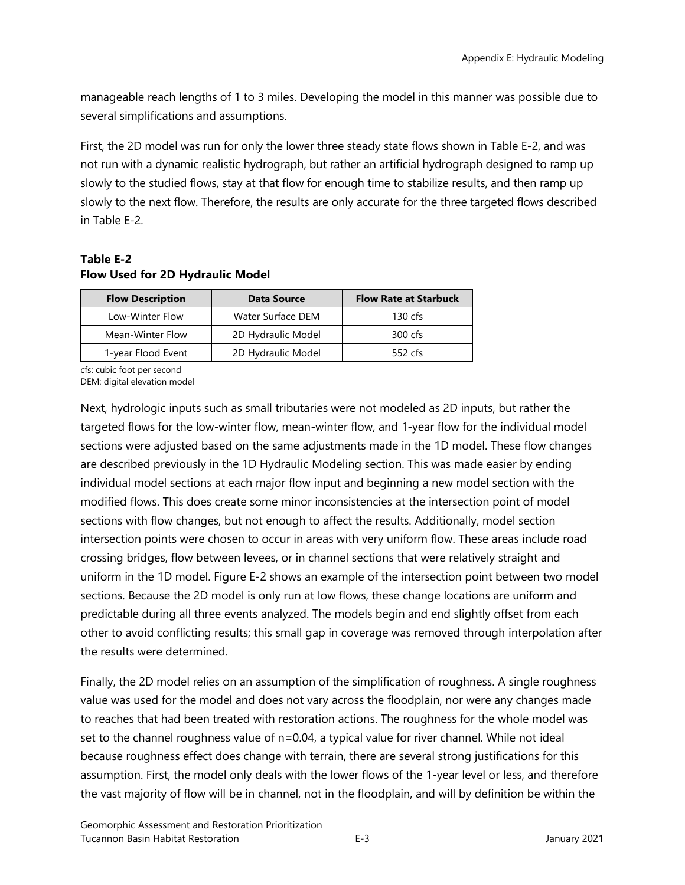manageable reach lengths of 1 to 3 miles. Developing the model in this manner was possible due to several simplifications and assumptions.

First, the 2D model was run for only the lower three steady state flows shown in Table E-2, and was not run with a dynamic realistic hydrograph, but rather an artificial hydrograph designed to ramp up slowly to the studied flows, stay at that flow for enough time to stabilize results, and then ramp up slowly to the next flow. Therefore, the results are only accurate for the three targeted flows described in Table E-2.

**Table E-2**
**Flow Used for 2D Hydraulic Model**

| Flow Description | Data Source | Flow Rate at Starbuck |
|---|---|---|
| Low-Winter Flow | Water Surface DEM | 130 cfs |
| Mean-Winter Flow | 2D Hydraulic Model | 300 cfs |
| 1-year Flood Event | 2D Hydraulic Model | 552 cfs |

cfs: cubic foot per second
DEM: digital elevation model

Next, hydrologic inputs such as small tributaries were not modeled as 2D inputs, but rather the targeted flows for the low-winter flow, mean-winter flow, and 1-year flow for the individual model sections were adjusted based on the same adjustments made in the 1D model. These flow changes are described previously in the 1D Hydraulic Modeling section. This was made easier by ending individual model sections at each major flow input and beginning a new model section with the modified flows. This does create some minor inconsistencies at the intersection point of model sections with flow changes, but not enough to affect the results. Additionally, model section intersection points were chosen to occur in areas with very uniform flow. These areas include road crossing bridges, flow between levees, or in channel sections that were relatively straight and uniform in the 1D model. Figure E-2 shows an example of the intersection point between two model sections. Because the 2D model is only run at low flows, these change locations are uniform and predictable during all three events analyzed. The models begin and end slightly offset from each other to avoid conflicting results; this small gap in coverage was removed through interpolation after the results were determined.

Finally, the 2D model relies on an assumption of the simplification of roughness. A single roughness value was used for the model and does not vary across the floodplain, nor were any changes made to reaches that had been treated with restoration actions. The roughness for the whole model was set to the channel roughness value of $n=0.04$, a typical value for river channel. While not ideal because roughness effect does change with terrain, there are several strong justifications for this assumption. First, the model only deals with the lower flows of the 1-year level or less, and therefore the vast majority of flow will be in channel, not in the floodplain, and will by definition be within the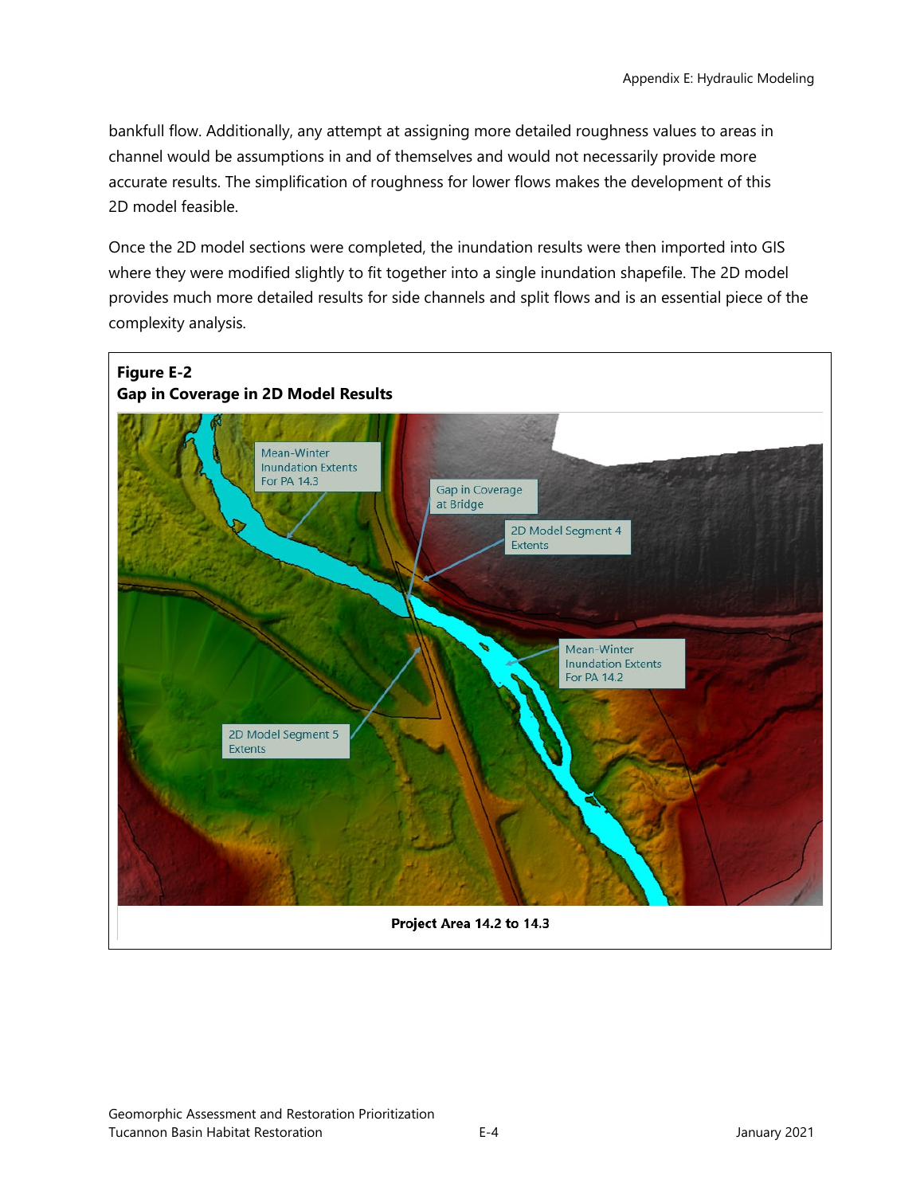bankfull flow. Additionally, any attempt at assigning more detailed roughness values to areas in channel would be assumptions in and of themselves and would not necessarily provide more accurate results. The simplification of roughness for lower flows makes the development of this 2D model feasible.

Once the 2D model sections were completed, the inundation results were then imported into GIS where they were modified slightly to fit together into a single inundation shapefile. The 2D model provides much more detailed results for side channels and split flows and is an essential piece of the complexity analysis.

**Figure E-2**
**Gap in Coverage in 2D Model Results**

Mean-Winter Inundation Extents For PA 14.3

Gap in Coverage at Bridge

2D Model Segment 4 Extents

Mean-Winter Inundation Extents For PA 14.2

2D Model Segment 5 Extents

**Project Area 14.2 to 14.3**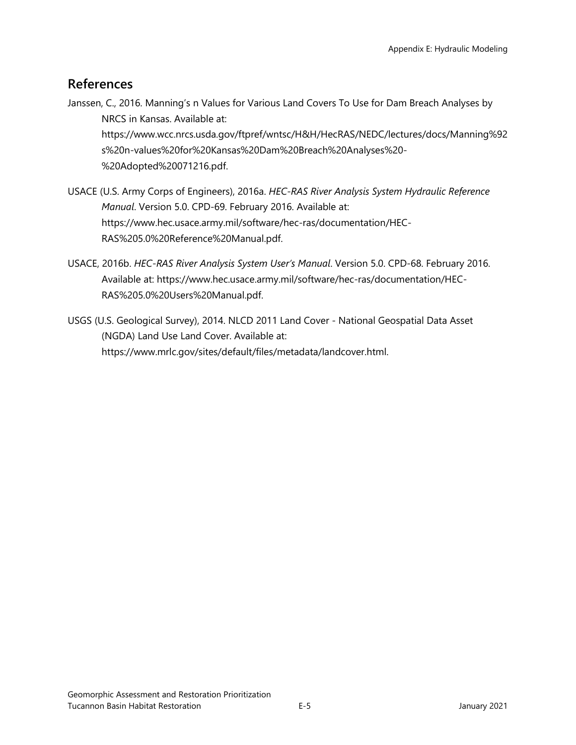## References

Janssen, C., 2016. Manning's n Values for Various Land Covers To Use for Dam Breach Analyses by NRCS in Kansas. Available at: https://www.wcc.nrcs.usda.gov/ftpref/wntsc/H&H/HecRAS/NEDC/lectures/docs/Manning%92s%20n-values%20for%20Kansas%20Dam%20Breach%20Analyses%20-%20Adopted%20071216.pdf.

USACE (U.S. Army Corps of Engineers), 2016a. *HEC-RAS River Analysis System Hydraulic Reference Manual*. Version 5.0. CPD-69. February 2016. Available at: https://www.hec.usace.army.mil/software/hec-ras/documentation/HEC-RAS%205.0%20Reference%20Manual.pdf.

USACE, 2016b. *HEC-RAS River Analysis System User's Manual*. Version 5.0. CPD-68. February 2016. Available at: https://www.hec.usace.army.mil/software/hec-ras/documentation/HEC-RAS%205.0%20Users%20Manual.pdf.

USGS (U.S. Geological Survey), 2014. NLCD 2011 Land Cover - National Geospatial Data Asset (NGDA) Land Use Land Cover. Available at: https://www.mrlc.gov/sites/default/files/metadata/landcover.html.